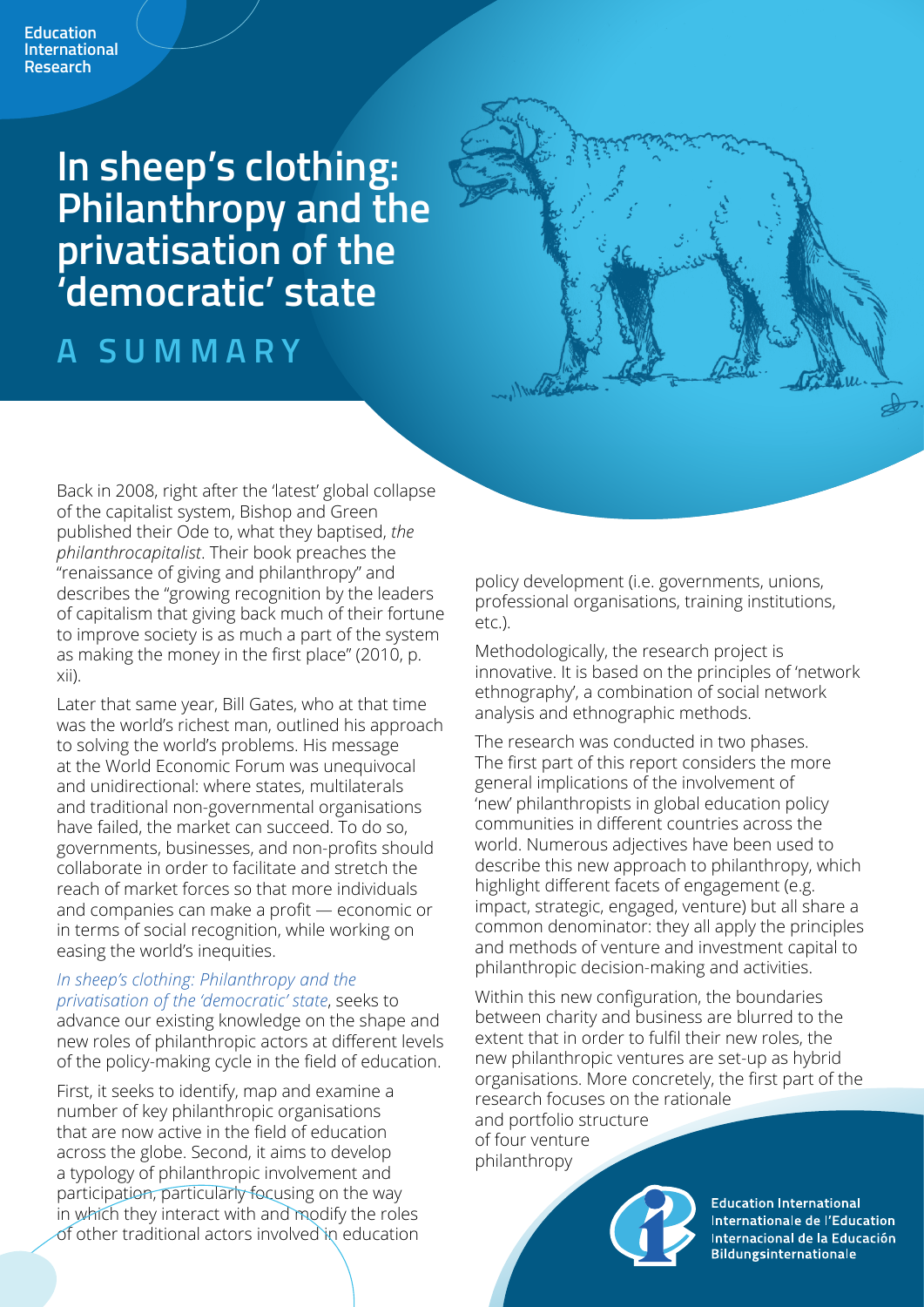Education International Research

# In sheep's clothing: Philanthropy and the privatisation of the 'democratic' state

## A SUMMARY

Back in 2008, right after the 'latest' global collapse of the capitalist system, Bishop and Green published their Ode to, what they baptised, *the philanthrocapitalist*. Their book preaches the "renaissance of giving and philanthropy" and describes the "growing recognition by the leaders of capitalism that giving back much of their fortune to improve society is as much a part of the system as making the money in the first place" (2010, p. xii).

Later that same year, Bill Gates, who at that time was the world's richest man, outlined his approach to solving the world's problems. His message at the World Economic Forum was unequivocal and unidirectional: where states, multilaterals and traditional non-governmental organisations have failed, the market can succeed. To do so, governments, businesses, and non-profits should collaborate in order to facilitate and stretch the reach of market forces so that more individuals and companies can make a profit — economic or in terms of social recognition, while working on easing the world's inequities.

*In sheep's clothing: Philanthropy and the privatisation of the 'democratic' state*, seeks to advance our existing knowledge on the shape and new roles of philanthropic actors at different levels of the policy-making cycle in the field of education.

First, it seeks to identify, map and examine a number of key philanthropic organisations that are now active in the field of education across the globe. Second, it aims to develop a typology of philanthropic involvement and participation, particularly focusing on the way in which they interact with and modify the roles of other traditional actors involved in education policy development (i.e. governments, unions, professional organisations, training institutions, etc.).

Methodologically, the research project is innovative. It is based on the principles of 'network ethnography', a combination of social network analysis and ethnographic methods.

The research was conducted in two phases. The first part of this report considers the more general implications of the involvement of 'new' philanthropists in global education policy communities in different countries across the world. Numerous adjectives have been used to describe this new approach to philanthropy, which highlight different facets of engagement (e.g. impact, strategic, engaged, venture) but all share a common denominator: they all apply the principles and methods of venture and investment capital to philanthropic decision-making and activities.

Within this new configuration, the boundaries between charity and business are blurred to the extent that in order to fulfil their new roles, the new philanthropic ventures are set-up as hybrid organisations. More concretely, the first part of the research focuses on the rationale and portfolio structure of four venture philanthropy

Education International
Internationale de l'Education
Internacional de la Educación
Bildungsinternationale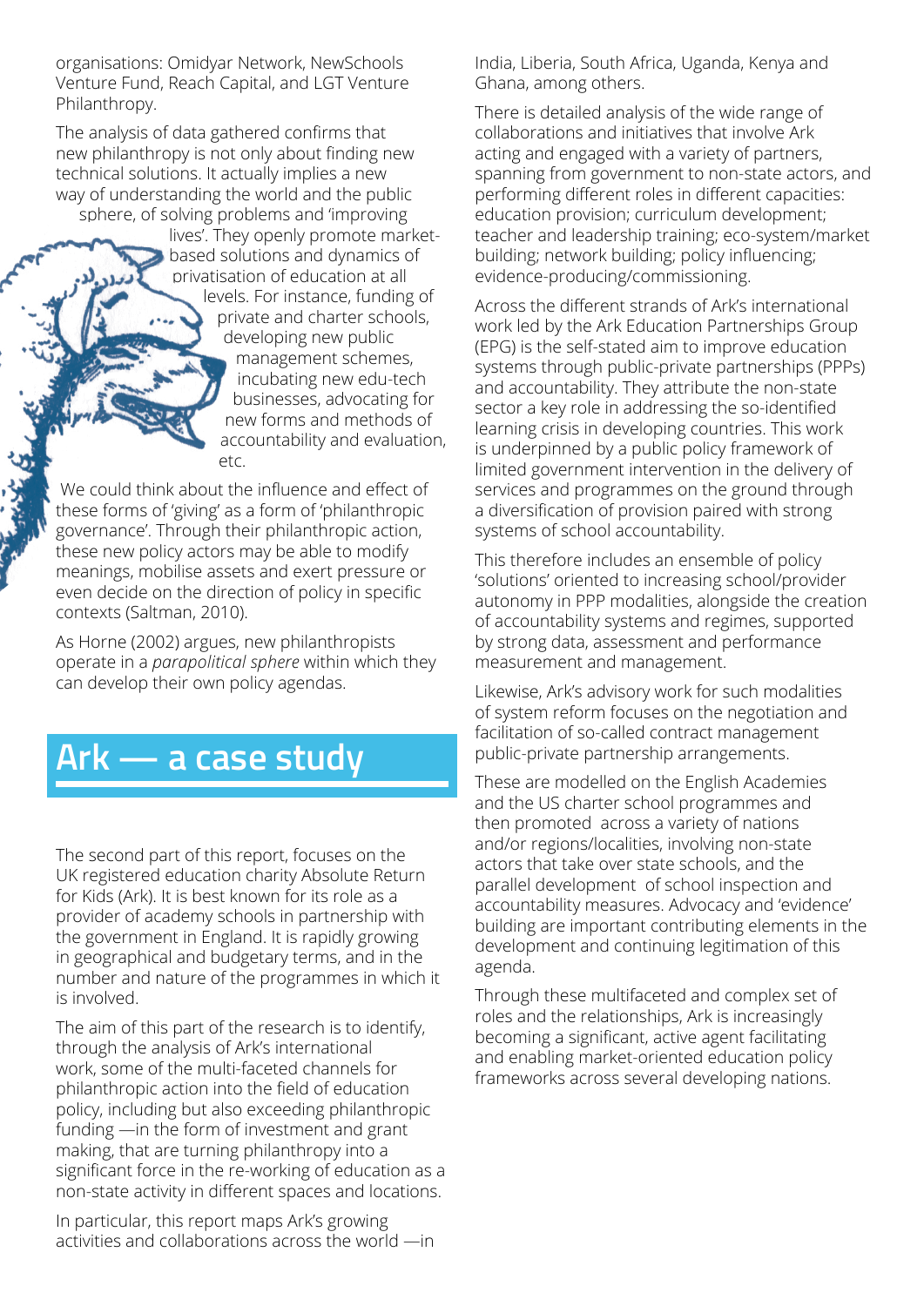organisations: Omidyar Network, NewSchools Venture Fund, Reach Capital, and LGT Venture Philanthropy.

The analysis of data gathered confirms that new philanthropy is not only about finding new technical solutions. It actually implies a new way of understanding the world and the public sphere, of solving problems and 'improving lives'. They openly promote market-based solutions and dynamics of privatisation of education at all levels. For instance, funding of private and charter schools, developing new public management schemes, incubating new edu-tech businesses, advocating for new forms and methods of accountability and evaluation, etc.

We could think about the influence and effect of these forms of 'giving' as a form of 'philanthropic governance'. Through their philanthropic action, these new policy actors may be able to modify meanings, mobilise assets and exert pressure or even decide on the direction of policy in specific contexts (Saltman, 2010).

As Horne (2002) argues, new philanthropists operate in a *parapolitical sphere* within which they can develop their own policy agendas.

## Ark — a case study

The second part of this report, focuses on the UK registered education charity Absolute Return for Kids (Ark). It is best known for its role as a provider of academy schools in partnership with the government in England. It is rapidly growing in geographical and budgetary terms, and in the number and nature of the programmes in which it is involved.

The aim of this part of the research is to identify, through the analysis of Ark's international work, some of the multi-faceted channels for philanthropic action into the field of education policy, including but also exceeding philanthropic funding —in the form of investment and grant making, that are turning philanthropy into a significant force in the re-working of education as a non-state activity in different spaces and locations.

In particular, this report maps Ark's growing activities and collaborations across the world —in India, Liberia, South Africa, Uganda, Kenya and Ghana, among others.

There is detailed analysis of the wide range of collaborations and initiatives that involve Ark acting and engaged with a variety of partners, spanning from government to non-state actors, and performing different roles in different capacities: education provision; curriculum development; teacher and leadership training; eco-system/market building; network building; policy influencing; evidence-producing/commissioning.

Across the different strands of Ark's international work led by the Ark Education Partnerships Group (EPG) is the self-stated aim to improve education systems through public-private partnerships (PPPs) and accountability. They attribute the non-state sector a key role in addressing the so-identified learning crisis in developing countries. This work is underpinned by a public policy framework of limited government intervention in the delivery of services and programmes on the ground through a diversification of provision paired with strong systems of school accountability.

This therefore includes an ensemble of policy 'solutions' oriented to increasing school/provider autonomy in PPP modalities, alongside the creation of accountability systems and regimes, supported by strong data, assessment and performance measurement and management.

Likewise, Ark's advisory work for such modalities of system reform focuses on the negotiation and facilitation of so-called contract management public-private partnership arrangements.

These are modelled on the English Academies and the US charter school programmes and then promoted across a variety of nations and/or regions/localities, involving non-state actors that take over state schools, and the parallel development of school inspection and accountability measures. Advocacy and 'evidence' building are important contributing elements in the development and continuing legitimation of this agenda.

Through these multifaceted and complex set of roles and the relationships, Ark is increasingly becoming a significant, active agent facilitating and enabling market-oriented education policy frameworks across several developing nations.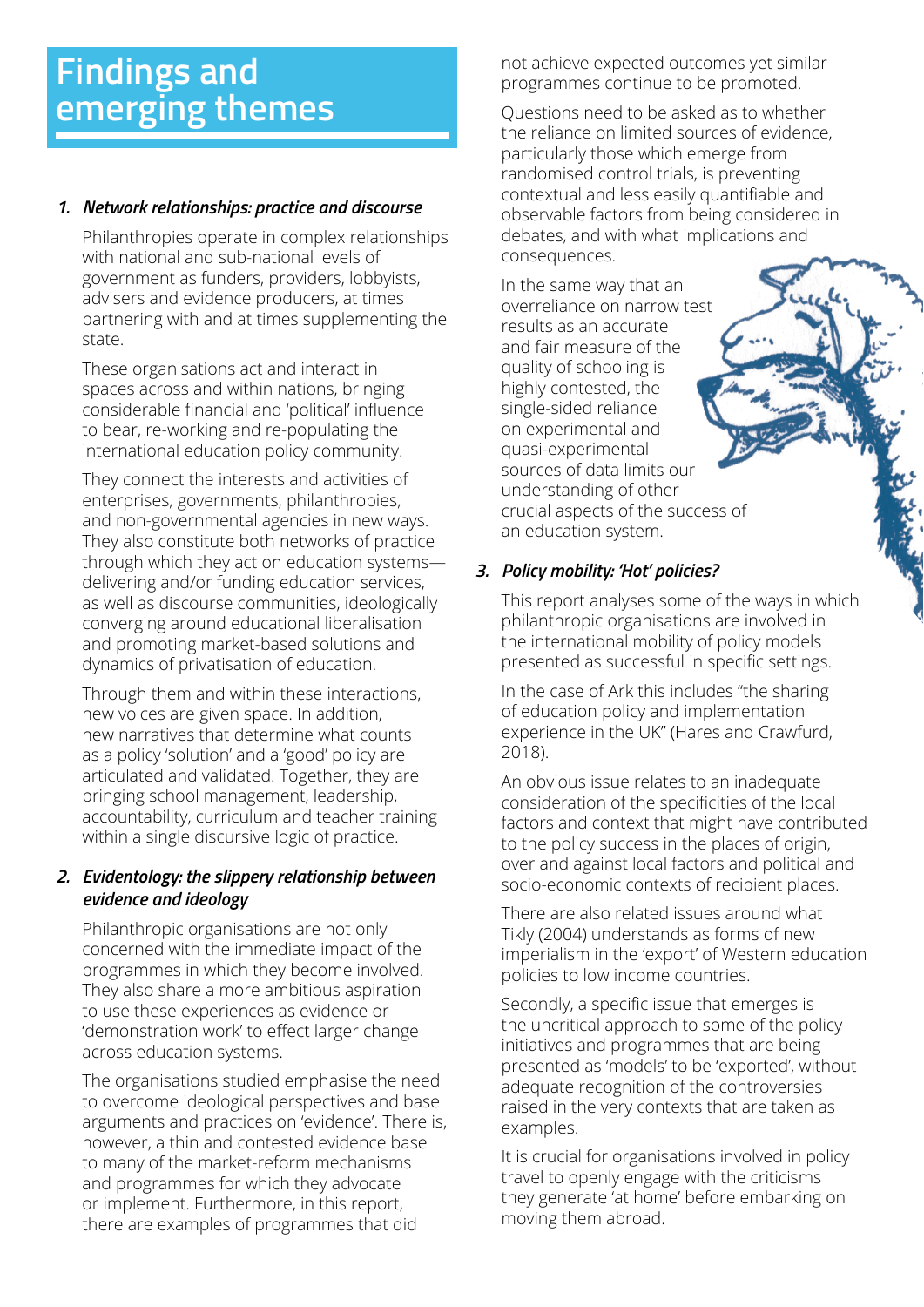# Findings and emerging themes

### 1. *Network relationships: practice and discourse*

Philanthropies operate in complex relationships with national and sub-national levels of government as funders, providers, lobbyists, advisers and evidence producers, at times partnering with and at times supplementing the state.

These organisations act and interact in spaces across and within nations, bringing considerable financial and 'political' influence to bear, re-working and re-populating the international education policy community.

They connect the interests and activities of enterprises, governments, philanthropies, and non-governmental agencies in new ways. They also constitute both networks of practice through which they act on education systems—delivering and/or funding education services, as well as discourse communities, ideologically converging around educational liberalisation and promoting market-based solutions and dynamics of privatisation of education.

Through them and within these interactions, new voices are given space. In addition, new narratives that determine what counts as a policy 'solution' and a 'good' policy are articulated and validated. Together, they are bringing school management, leadership, accountability, curriculum and teacher training within a single discursive logic of practice.

### 2. *Evidentology: the slippery relationship between evidence and ideology*

Philanthropic organisations are not only concerned with the immediate impact of the programmes in which they become involved. They also share a more ambitious aspiration to use these experiences as evidence or 'demonstration work' to effect larger change across education systems.

The organisations studied emphasise the need to overcome ideological perspectives and base arguments and practices on 'evidence'. There is, however, a thin and contested evidence base to many of the market-reform mechanisms and programmes for which they advocate or implement. Furthermore, in this report, there are examples of programmes that did not achieve expected outcomes yet similar programmes continue to be promoted.

Questions need to be asked as to whether the reliance on limited sources of evidence, particularly those which emerge from randomised control trials, is preventing contextual and less easily quantifiable and observable factors from being considered in debates, and with what implications and consequences.

In the same way that an overreliance on narrow test results as an accurate and fair measure of the quality of schooling is highly contested, the single-sided reliance on experimental and quasi-experimental sources of data limits our understanding of other crucial aspects of the success of an education system.

### 3. *Policy mobility: 'Hot' policies?*

This report analyses some of the ways in which philanthropic organisations are involved in the international mobility of policy models presented as successful in specific settings.

In the case of Ark this includes "the sharing of education policy and implementation experience in the UK" (Hares and Crawfurd, 2018).

An obvious issue relates to an inadequate consideration of the specificities of the local factors and context that might have contributed to the policy success in the places of origin, over and against local factors and political and socio-economic contexts of recipient places.

There are also related issues around what Tikly (2004) understands as forms of new imperialism in the 'export' of Western education policies to low income countries.

Secondly, a specific issue that emerges is the uncritical approach to some of the policy initiatives and programmes that are being presented as 'models' to be 'exported', without adequate recognition of the controversies raised in the very contexts that are taken as examples.

It is crucial for organisations involved in policy travel to openly engage with the criticisms they generate 'at home' before embarking on moving them abroad.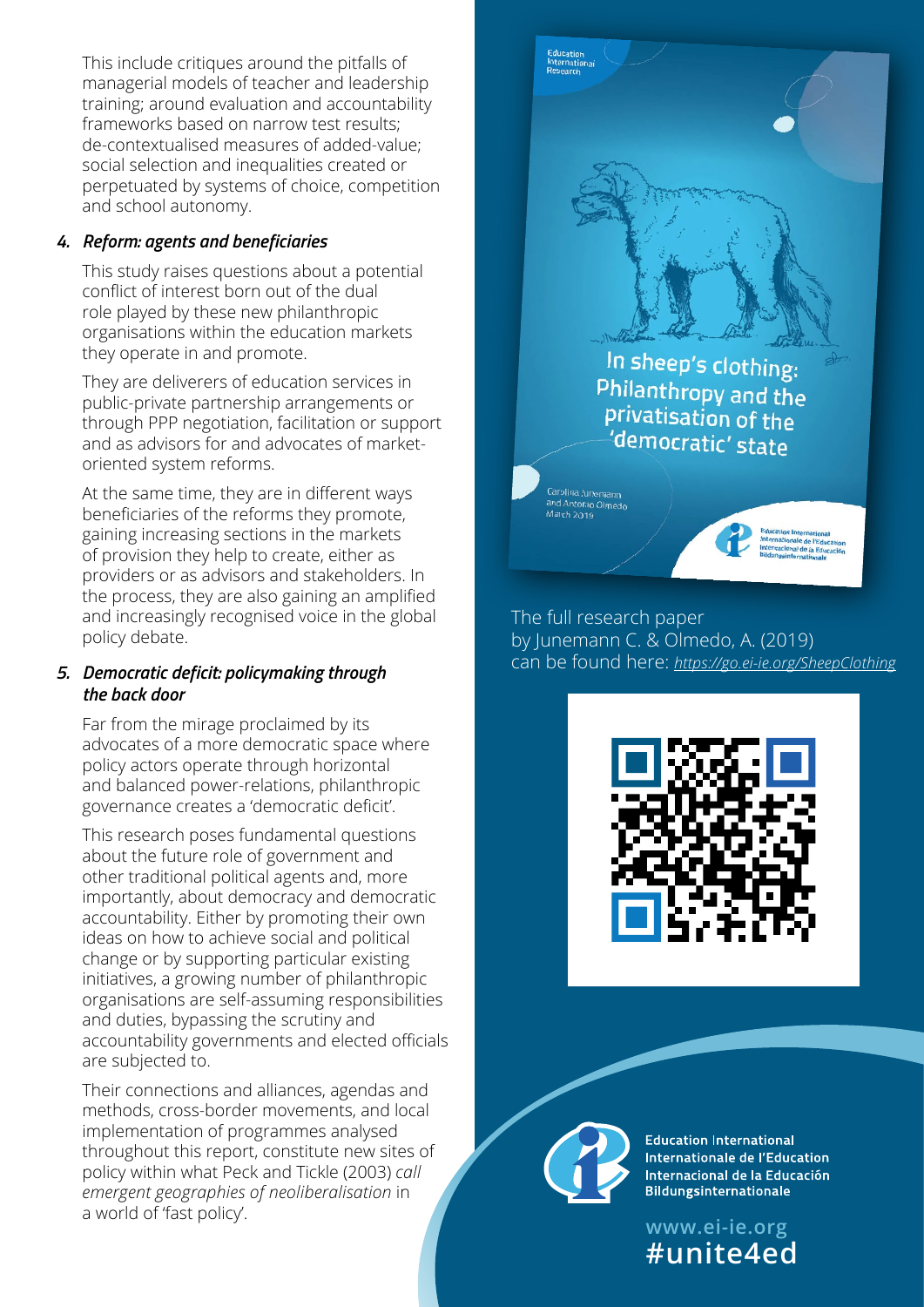This include critiques around the pitfalls of managerial models of teacher and leadership training; around evaluation and accountability frameworks based on narrow test results; de-contextualised measures of added-value; social selection and inequalities created or perpetuated by systems of choice, competition and school autonomy.

### 4. *Reform: agents and beneficiaries*

This study raises questions about a potential conflict of interest born out of the dual role played by these new philanthropic organisations within the education markets they operate in and promote.

They are deliverers of education services in public-private partnership arrangements or through PPP negotiation, facilitation or support and as advisors for and advocates of market-oriented system reforms.

At the same time, they are in different ways beneficiaries of the reforms they promote, gaining increasing sections in the markets of provision they help to create, either as providers or as advisors and stakeholders. In the process, they are also gaining an amplified and increasingly recognised voice in the global policy debate.

### 5. *Democratic deficit: policymaking through the back door*

Far from the mirage proclaimed by its advocates of a more democratic space where policy actors operate through horizontal and balanced power-relations, philanthropic governance creates a 'democratic deficit'.

This research poses fundamental questions about the future role of government and other traditional political agents and, more importantly, about democracy and democratic accountability. Either by promoting their own ideas on how to achieve social and political change or by supporting particular existing initiatives, a growing number of philanthropic organisations are self-assuming responsibilities and duties, bypassing the scrutiny and accountability governments and elected officials are subjected to.

Their connections and alliances, agendas and methods, cross-border movements, and local implementation of programmes analysed throughout this report, constitute new sites of policy within what Peck and Tickle (2003) *call emergent geographies of neoliberalisation* in a world of 'fast policy'.

Education International Research

In sheep's clothing: Philanthropy and the privatisation of the 'democratic' state

Carolina Junemann and Antonio Olmedo
March 2019

The full research paper by Junemann C. & Olmedo, A. (2019) can be found here: *https://go.ei-ie.org/SheepClothing*

Education International
Internationale de l'Education
Internacional de la Educación
Bildungsinternationale

www.ei-ie.org
#unite4ed